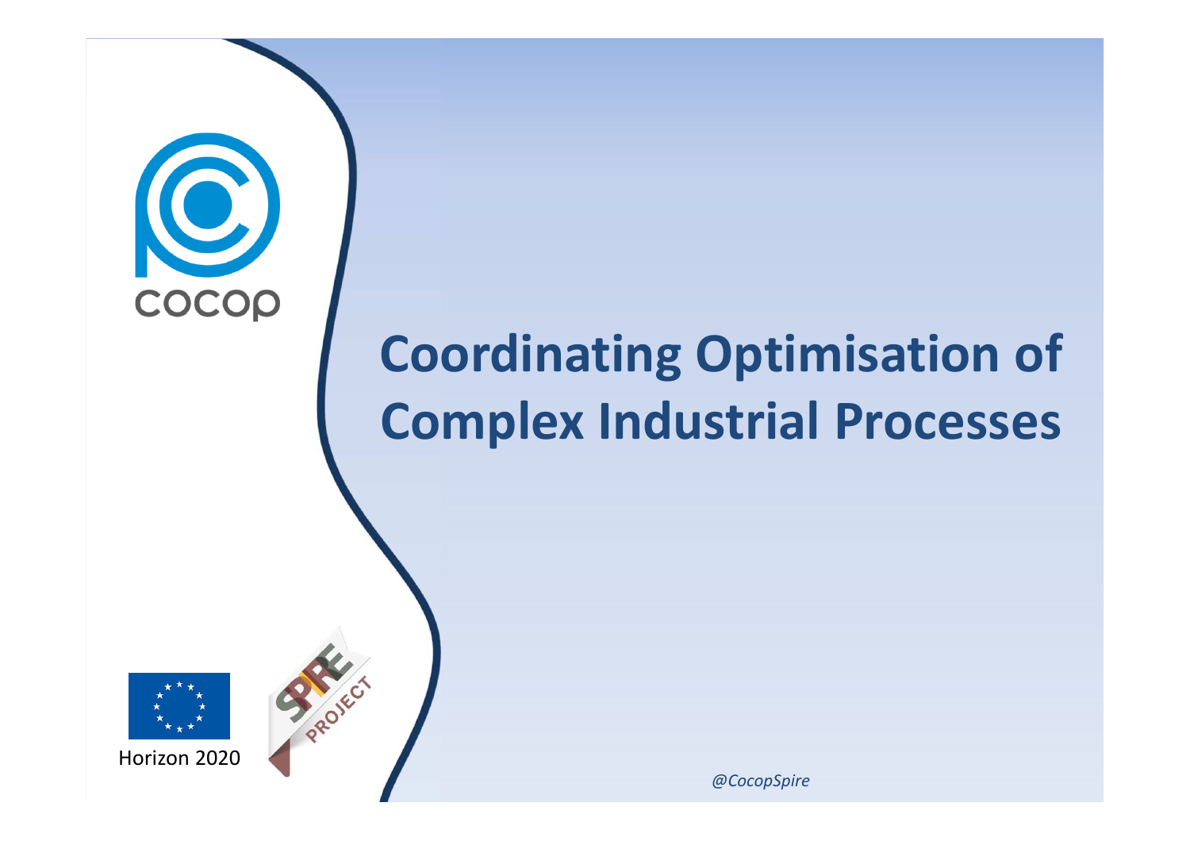cocop

# Coordinating Optimisation of Complex Industrial Processes

Horizon 2020

SPIRE PROJECT

*@CocopSpire*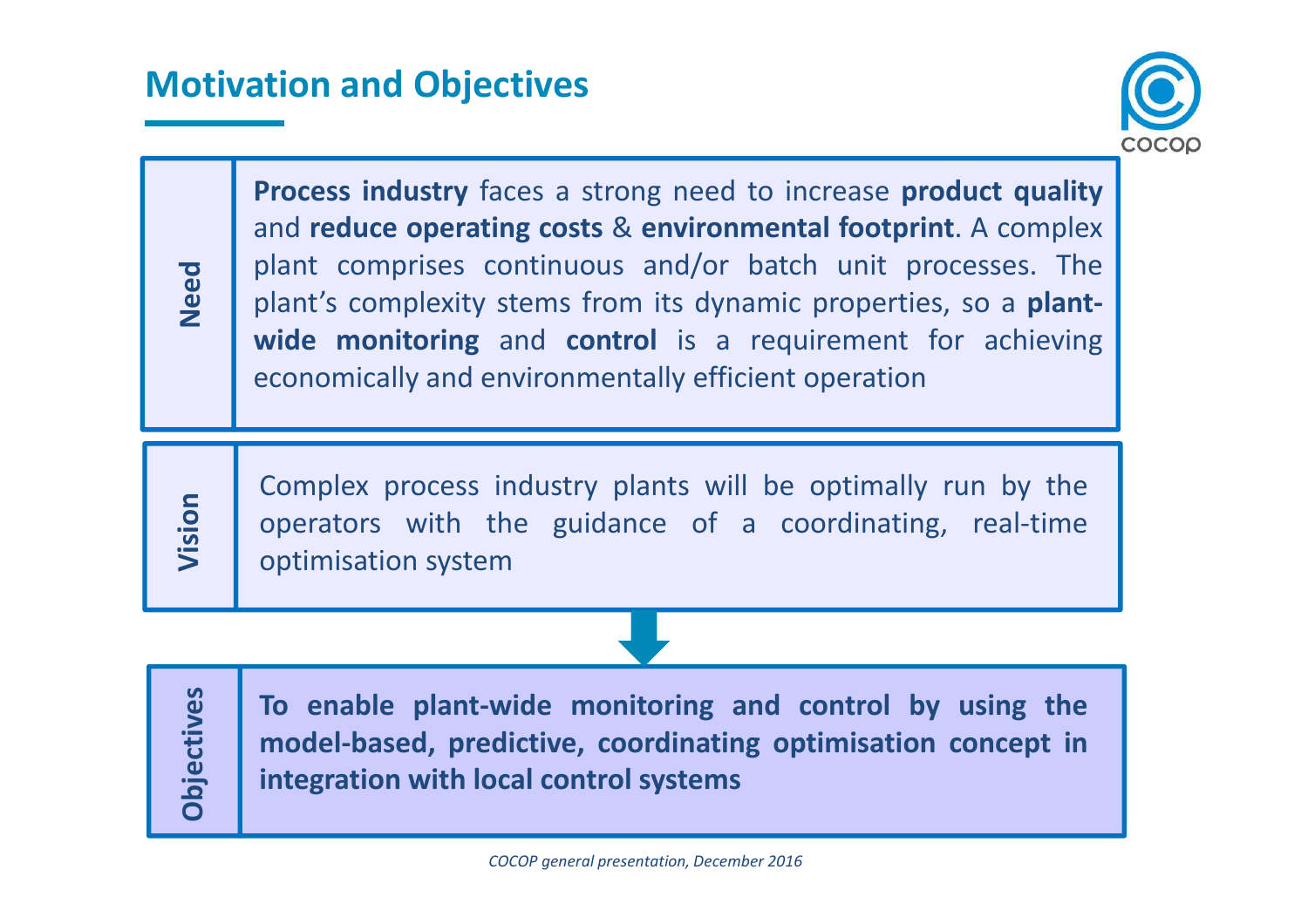# Motivation and Objectives

## Need

**Process industry** faces a strong need to increase **product quality** and **reduce operating costs** & **environmental footprint**. A complex plant comprises continuous and/or batch unit processes. The plant's complexity stems from its dynamic properties, so a **plant-wide monitoring** and **control** is a requirement for achieving economically and environmentally efficient operation

## Vision

Complex process industry plants will be optimally run by the operators with the guidance of a coordinating, real-time optimisation system

## Objectives

**To enable plant-wide monitoring and control by using the model-based, predictive, coordinating optimisation concept in integration with local control systems**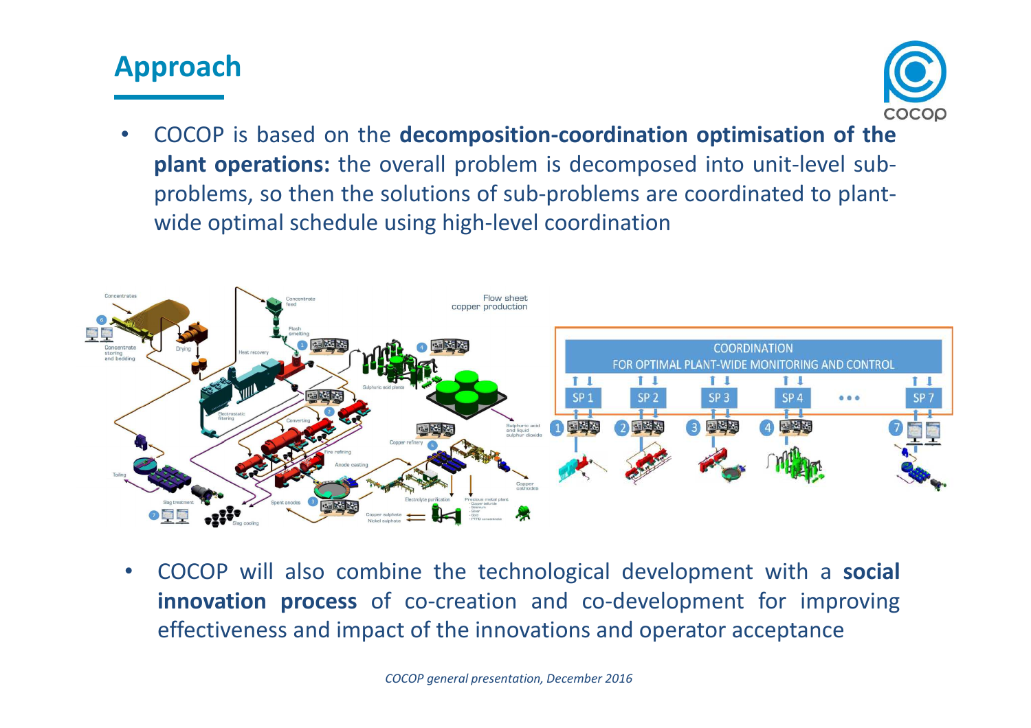## Approach

- COCOP is based on the **decomposition-coordination optimisation of the plant operations:** the overall problem is decomposed into unit-level sub-problems, so then the solutions of sub-problems are coordinated to plant-wide optimal schedule using high-level coordination

- COCOP will also combine the technological development with a **social innovation process** of co-creation and co-development for improving effectiveness and impact of the innovations and operator acceptance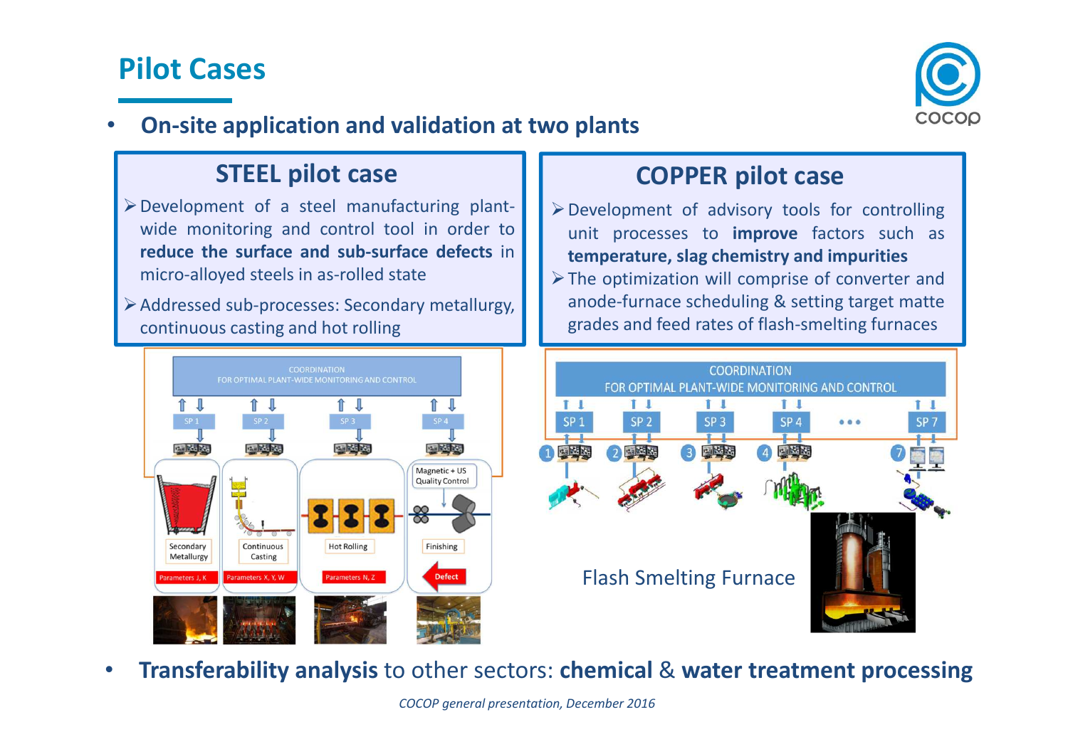# Pilot Cases

- **On-site application and validation at two plants**

## STEEL pilot case

- Development of a steel manufacturing plant-wide monitoring and control tool in order to **reduce the surface and sub-surface defects** in micro-alloyed steels in as-rolled state
- Addressed sub-processes: Secondary metallurgy, continuous casting and hot rolling

## COPPER pilot case

- Development of advisory tools for controlling unit processes to **improve** factors such as **temperature, slag chemistry and impurities**
- The optimization will comprise of converter and anode-furnace scheduling & setting target matte grades and feed rates of flash-smelting furnaces

COORDINATION FOR OPTIMAL PLANT-WIDE MONITORING AND CONTROL

SP 1, SP 2, SP 3, SP 4

Secondary Metallurgy — Parameters J, K

Continuous Casting — Parameters X, Y, W

Hot Rolling — Parameters N, Z

Magnetic + US Quality Control

Finishing — Defect

COORDINATION FOR OPTIMAL PLANT-WIDE MONITORING AND CONTROL

SP 1, SP 2, SP 3, SP 4, ..., SP 7

Flash Smelting Furnace

- **Transferability analysis** to other sectors: **chemical** & **water treatment processing**

*COCOP general presentation, December 2016*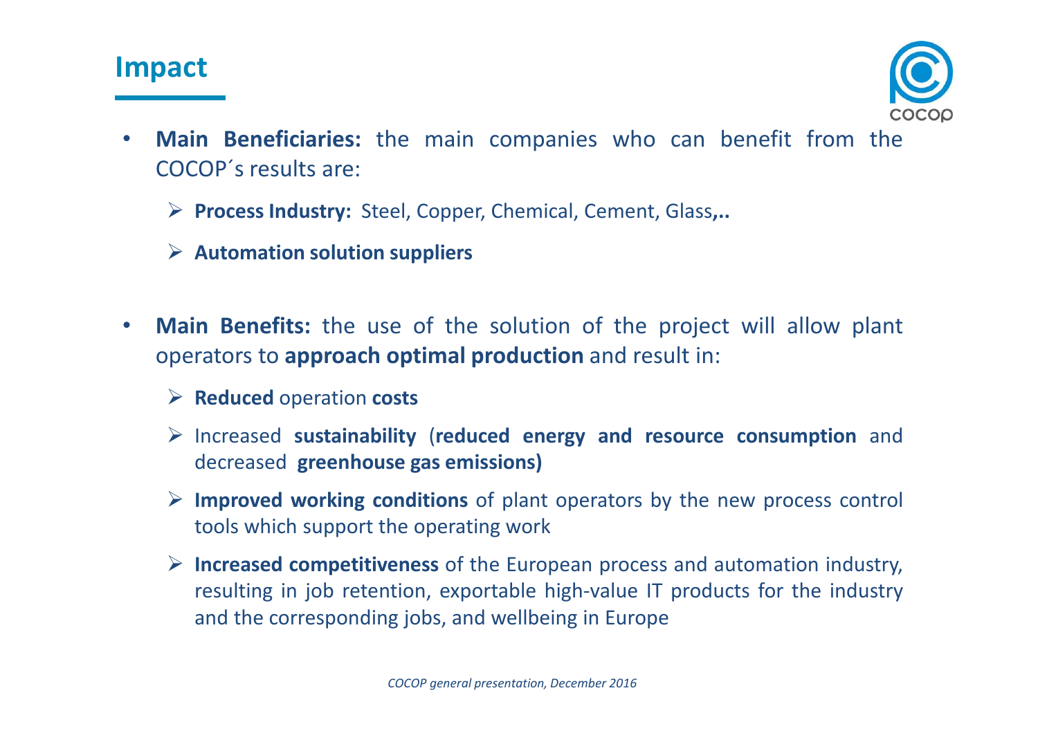# Impact

- **Main Beneficiaries:** the main companies who can benefit from the COCOP´s results are:
  - **Process Industry:** Steel, Copper, Chemical, Cement, Glass**,..**
  - **Automation solution suppliers**

- **Main Benefits:** the use of the solution of the project will allow plant operators to **approach optimal production** and result in:
  - **Reduced** operation **costs**
  - Increased **sustainability** (**reduced energy and resource consumption** and decreased **greenhouse gas emissions)**
  - **Improved working conditions** of plant operators by the new process control tools which support the operating work
  - **Increased competitiveness** of the European process and automation industry, resulting in job retention, exportable high-value IT products for the industry and the corresponding jobs, and wellbeing in Europe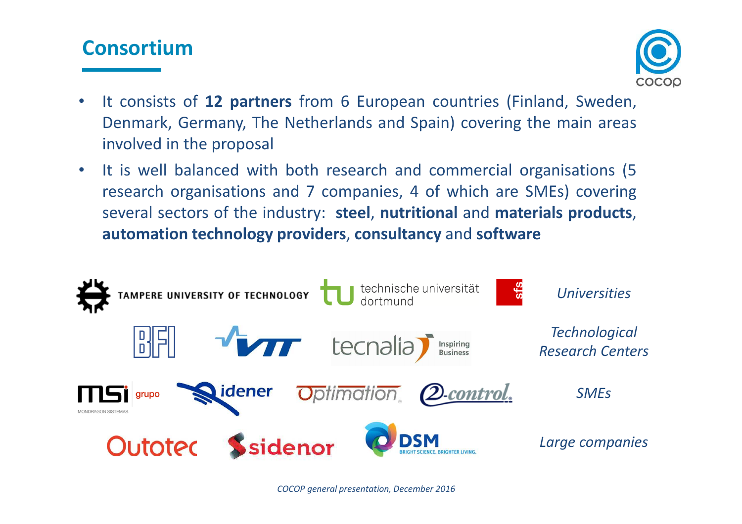## Consortium

- It consists of **12 partners** from 6 European countries (Finland, Sweden, Denmark, Germany, The Netherlands and Spain) covering the main areas involved in the proposal
- It is well balanced with both research and commercial organisations (5 research organisations and 7 companies, 4 of which are SMEs) covering several sectors of the industry: **steel**, **nutritional** and **materials products**, **automation technology providers**, **consultancy** and **software**

| Partners | Category |
| --- | --- |
| TAMPERE UNIVERSITY OF TECHNOLOGY, technische universität dortmund, sfs | *Universities* |
| BFI, VTT, tecnalia Inspiring Business | *Technological Research Centers* |
| MSI grupo MONDRAGON SISTEMAS, idener, Optimation, 2-control | *SMEs* |
| Outotec, sidenor, DSM BRIGHT SCIENCE. BRIGHTER LIVING. | *Large companies* |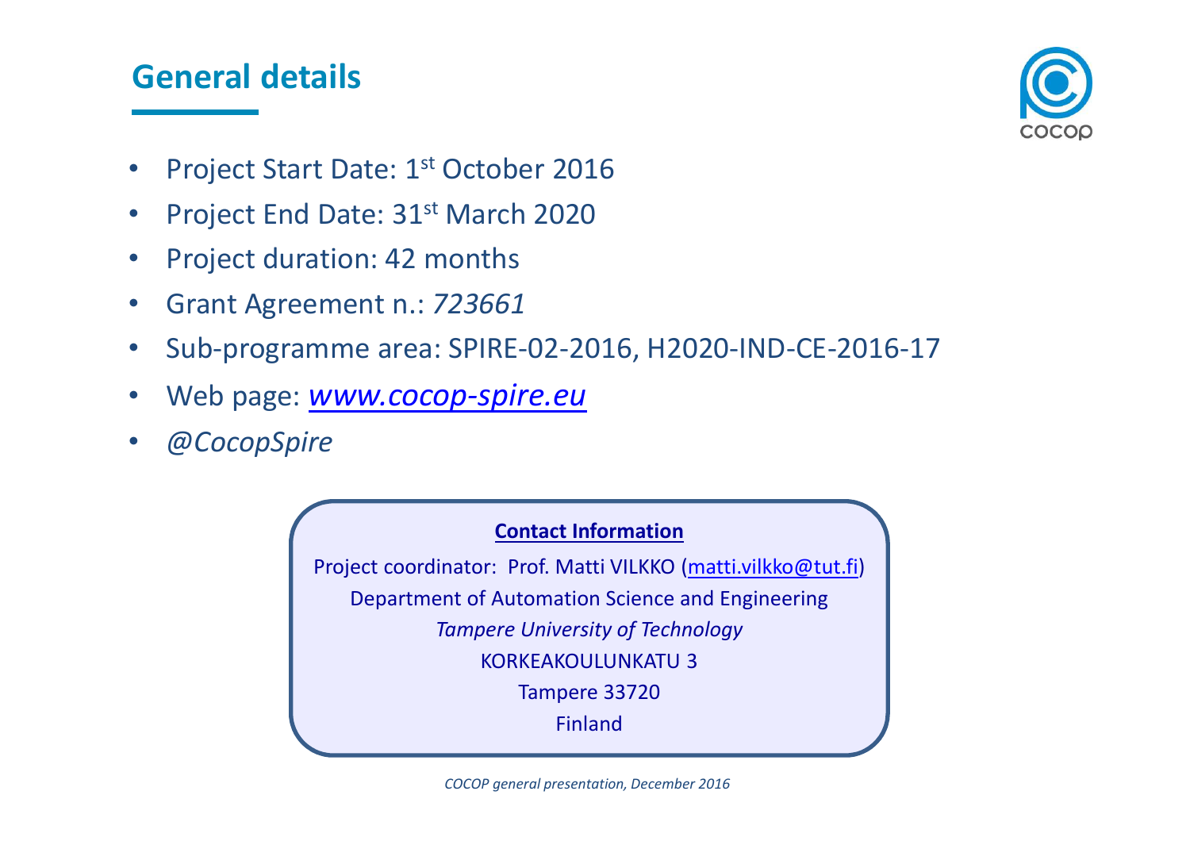## General details

- Project Start Date: 1st October 2016
- Project End Date: 31st March 2020
- Project duration: 42 months
- Grant Agreement n.: *723661*
- Sub-programme area: SPIRE-02-2016, H2020-IND-CE-2016-17
- Web page: *www.cocop-spire.eu*
- *@CocopSpire*

**Contact Information**

Project coordinator: Prof. Matti VILKKO (matti.vilkko@tut.fi)
Department of Automation Science and Engineering
*Tampere University of Technology*
KORKEAKOULUNKATU 3
Tampere 33720
Finland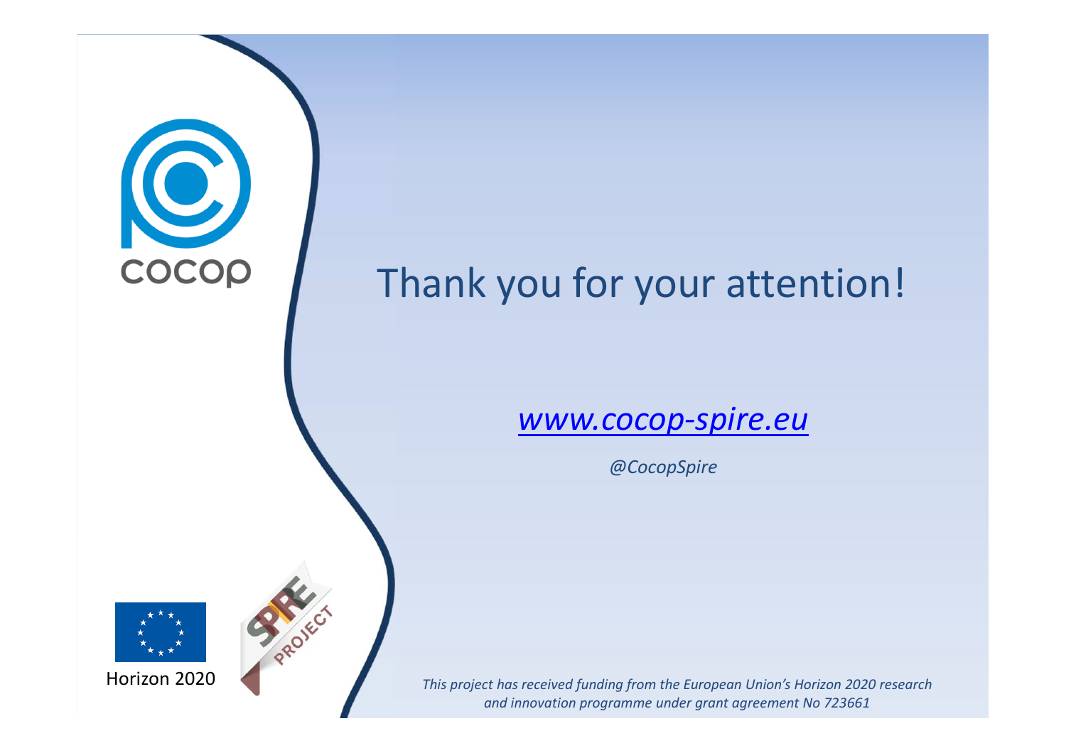# Thank you for your attention!

[www.cocop-spire.eu](http://www.cocop-spire.eu)

*@CocopSpire*

Horizon 2020

*This project has received funding from the European Union's Horizon 2020 research and innovation programme under grant agreement No 723661*